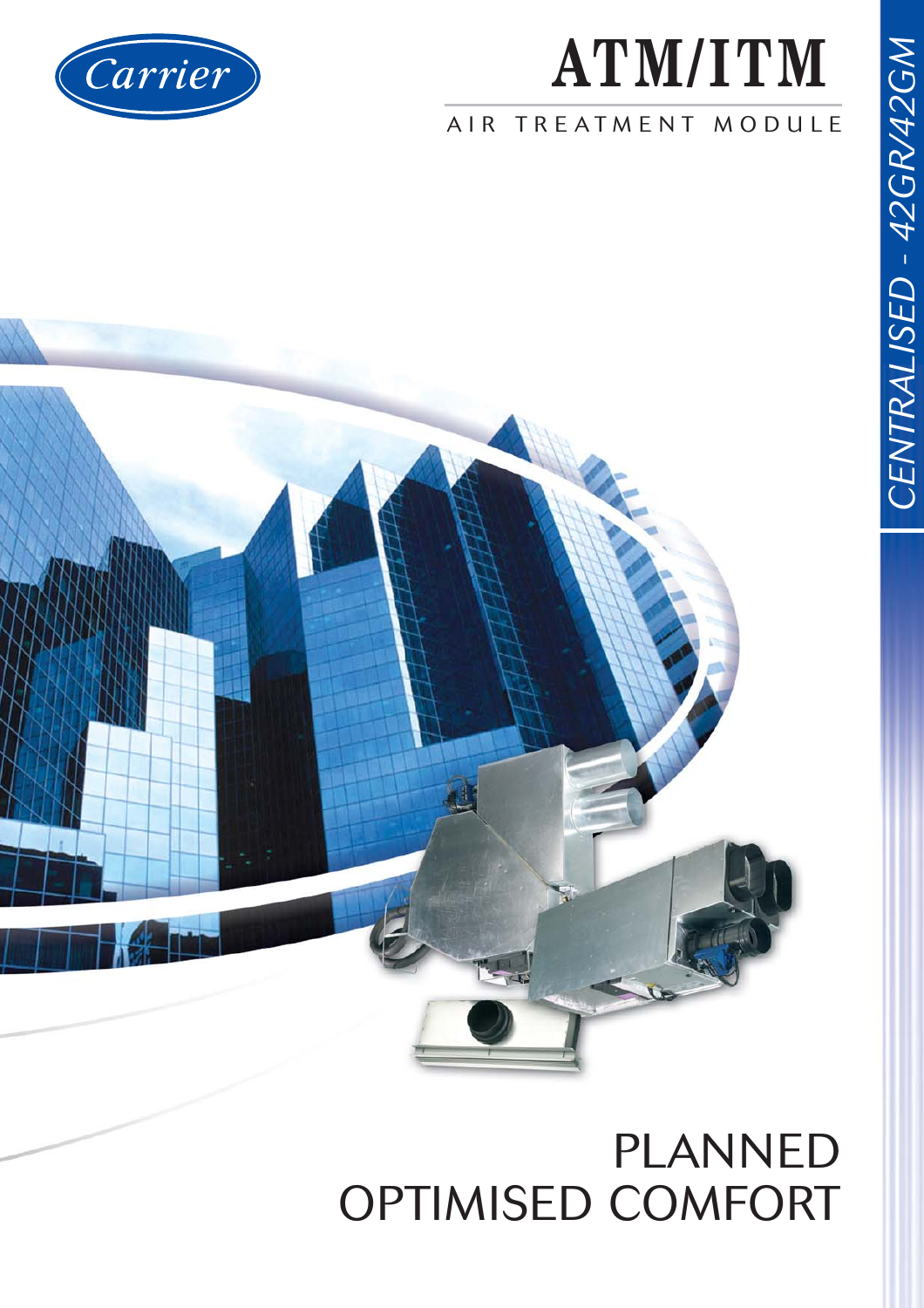Carrier

# ATM/ITM

AIR TREATMENT MODULE

CENTRALISED - 42GR/42GM

## PLANNED OPTIMISED COMFORT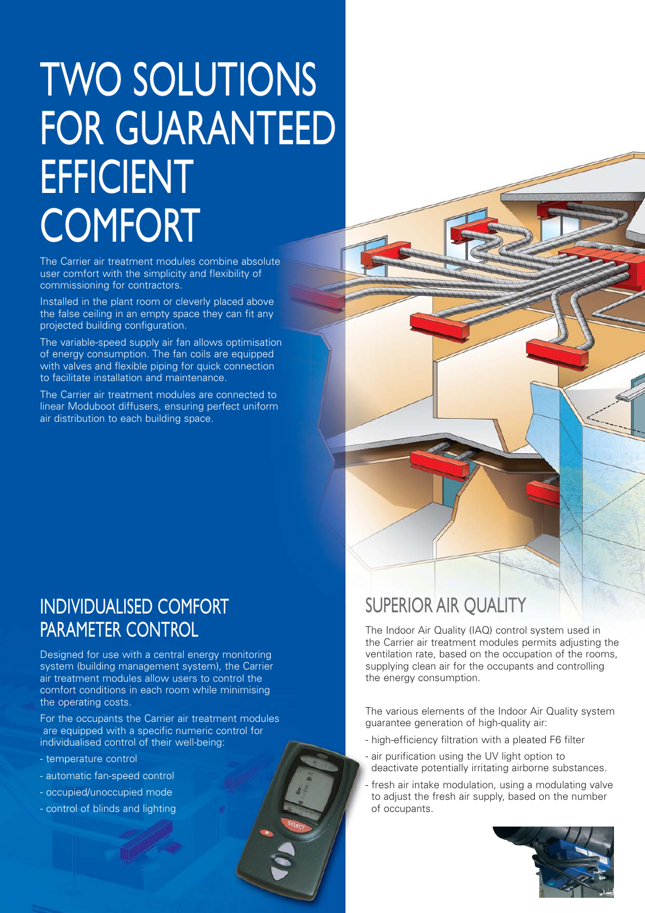# TWO SOLUTIONS FOR GUARANTEED EFFICIENT COMFORT

The Carrier air treatment modules combine absolute user comfort with the simplicity and flexibility of commissioning for contractors.

Installed in the plant room or cleverly placed above the false ceiling in an empty space they can fit any projected building configuration.

The variable-speed supply air fan allows optimisation of energy consumption. The fan coils are equipped with valves and flexible piping for quick connection to facilitate installation and maintenance.

The Carrier air treatment modules are connected to linear Moduboot diffusers, ensuring perfect uniform air distribution to each building space.

## INDIVIDUALISED COMFORT PARAMETER CONTROL

Designed for use with a central energy monitoring system (building management system), the Carrier air treatment modules allow users to control the comfort conditions in each room while minimising the operating costs.

For the occupants the Carrier air treatment modules are equipped with a specific numeric control for individualised control of their well-being:

- temperature control
- automatic fan-speed control
- occupied/unoccupied mode
- control of blinds and lighting

## SUPERIOR AIR QUALITY

The Indoor Air Quality (IAQ) control system used in the Carrier air treatment modules permits adjusting the ventilation rate, based on the occupation of the rooms, supplying clean air for the occupants and controlling the energy consumption.

The various elements of the Indoor Air Quality system guarantee generation of high-quality air:

- high-efficiency filtration with a pleated F6 filter
- air purification using the UV light option to deactivate potentially irritating airborne substances.
- fresh air intake modulation, using a modulating valve to adjust the fresh air supply, based on the number of occupants.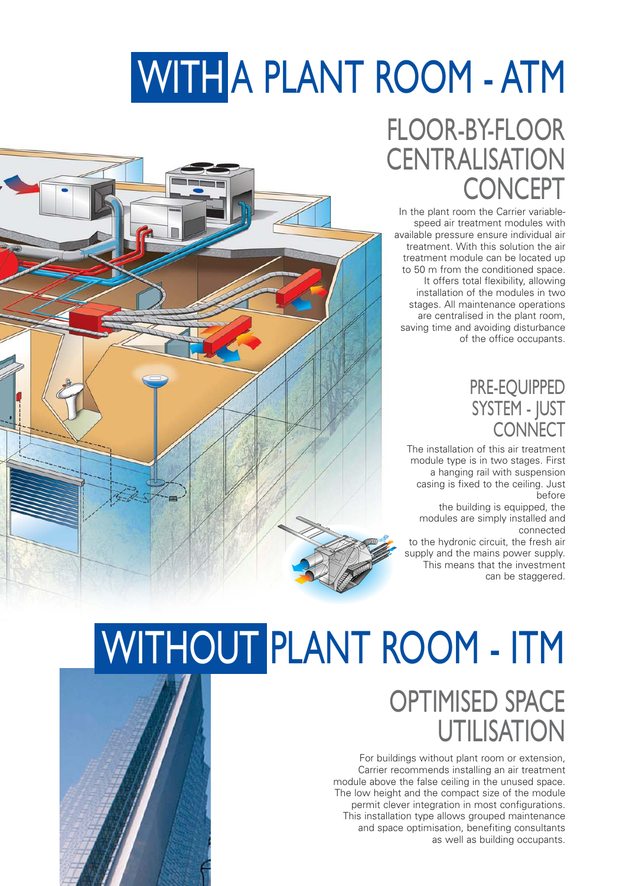# WITH A PLANT ROOM - ATM

## FLOOR-BY-FLOOR CENTRALISATION CONCEPT

In the plant room the Carrier variable-speed air treatment modules with available pressure ensure individual air treatment. With this solution the air treatment module can be located up to 50 m from the conditioned space. It offers total flexibility, allowing installation of the modules in two stages. All maintenance operations are centralised in the plant room, saving time and avoiding disturbance of the office occupants.

### PRE-EQUIPPED SYSTEM - JUST CONNECT

The installation of this air treatment module type is in two stages. First a hanging rail with suspension casing is fixed to the ceiling. Just before the building is equipped, the modules are simply installed and connected to the hydronic circuit, the fresh air supply and the mains power supply. This means that the investment can be staggered.

# WITHOUT PLANT ROOM - ITM

## OPTIMISED SPACE UTILISATION

For buildings without plant room or extension, Carrier recommends installing an air treatment module above the false ceiling in the unused space. The low height and the compact size of the module permit clever integration in most configurations. This installation type allows grouped maintenance and space optimisation, benefiting consultants as well as building occupants.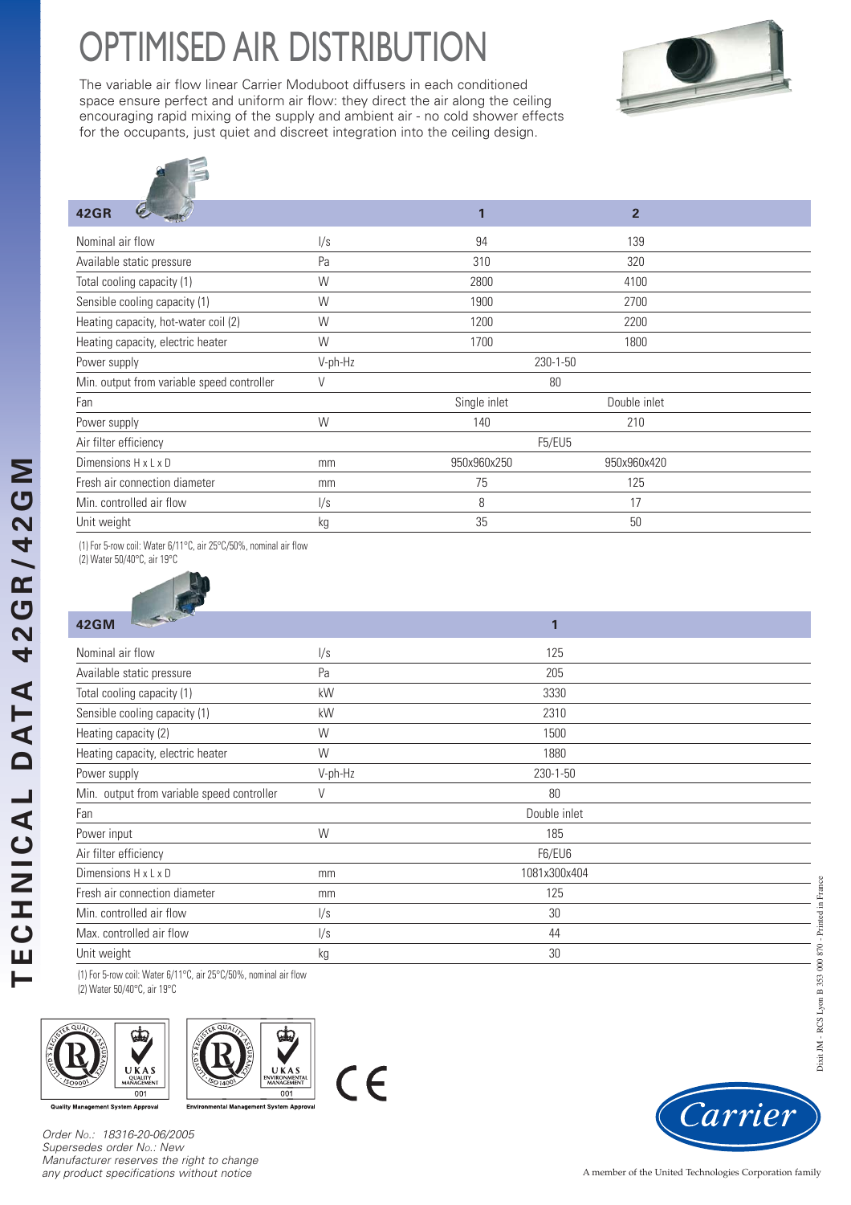# OPTIMISED AIR DISTRIBUTION

The variable air flow linear Carrier Moduboot diffusers in each conditioned space ensure perfect and uniform air flow: they direct the air along the ceiling encouraging rapid mixing of the supply and ambient air - no cold shower effects for the occupants, just quiet and discreet integration into the ceiling design.

| 42GR | | 1 | 2 |
|---|---|---|---|
| Nominal air flow | l/s | 94 | 139 |
| Available static pressure | Pa | 310 | 320 |
| Total cooling capacity (1) | W | 2800 | 4100 |
| Sensible cooling capacity (1) | W | 1900 | 2700 |
| Heating capacity, hot-water coil (2) | W | 1200 | 2200 |
| Heating capacity, electric heater | W | 1700 | 1800 |
| Power supply | V-ph-Hz | 230-1-50 | |
| Min. output from variable speed controller | V | 80 | |
| Fan | | Single inlet | Double inlet |
| Power supply | W | 140 | 210 |
| Air filter efficiency | | F5/EU5 | |
| Dimensions H x L x D | mm | 950x960x250 | 950x960x420 |
| Fresh air connection diameter | mm | 75 | 125 |
| Min. controlled air flow | l/s | 8 | 17 |
| Unit weight | kg | 35 | 50 |

(1) For 5-row coil: Water 6/11°C, air 25°C/50%, nominal air flow
(2) Water 50/40°C, air 19°C

| 42GM | | 1 |
|---|---|---|
| Nominal air flow | l/s | 125 |
| Available static pressure | Pa | 205 |
| Total cooling capacity (1) | kW | 3330 |
| Sensible cooling capacity (1) | kW | 2310 |
| Heating capacity (2) | W | 1500 |
| Heating capacity, electric heater | W | 1880 |
| Power supply | V-ph-Hz | 230-1-50 |
| Min. output from variable speed controller | V | 80 |
| Fan | | Double inlet |
| Power input | W | 185 |
| Air filter efficiency | | F6/EU6 |
| Dimensions H x L x D | mm | 1081x300x404 |
| Fresh air connection diameter | mm | 125 |
| Min. controlled air flow | l/s | 30 |
| Max. controlled air flow | l/s | 44 |
| Unit weight | kg | 30 |

(1) For 5-row coil: Water 6/11°C, air 25°C/50%, nominal air flow
(2) Water 50/40°C, air 19°C

Quality Management System Approval

Environmental Management System Approval

*Order No.: 18316-20-06/2005*
*Supersedes order No.: New*
*Manufacturer reserves the right to change any product specifications without notice*

Dixit JM - RCS Lyon B 353 000 870 - Printed in France

A member of the United Technologies Corporation family